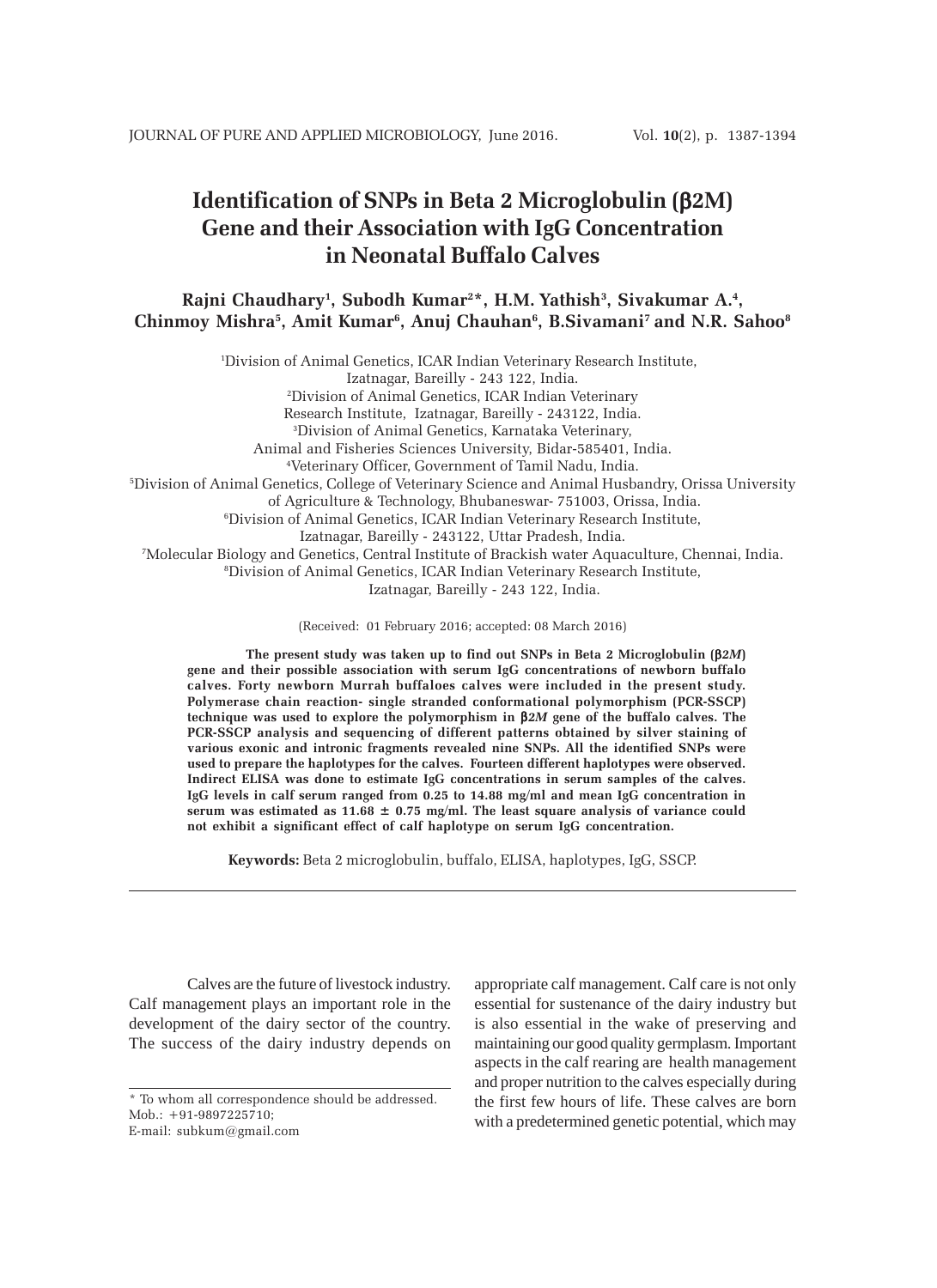# Identification of SNPs in Beta 2 Microglobulin (β2M) Gene and their Association with IgG Concentration in Neonatal Buffalo Calves

**Rajni Chaudhary[1], Subodh Kumar[2]*, H.M. Yathish[3], Sivakumar A.[4], Chinmoy Mishra[5], Amit Kumar[6], Anuj Chauhan[6], B.Sivamani[7] and N.R. Sahoo[8]**

[1]Division of Animal Genetics, ICAR Indian Veterinary Research Institute, Izatnagar, Bareilly - 243 122, India.
[2]Division of Animal Genetics, ICAR Indian Veterinary Research Institute, Izatnagar, Bareilly - 243122, India.
[3]Division of Animal Genetics, Karnataka Veterinary, Animal and Fisheries Sciences University, Bidar-585401, India.
[4]Veterinary Officer, Government of Tamil Nadu, India.
[5]Division of Animal Genetics, College of Veterinary Science and Animal Husbandry, Orissa University of Agriculture & Technology, Bhubaneswar- 751003, Orissa, India.
[6]Division of Animal Genetics, ICAR Indian Veterinary Research Institute, Izatnagar, Bareilly - 243122, Uttar Pradesh, India.
[7]Molecular Biology and Genetics, Central Institute of Brackish water Aquaculture, Chennai, India.
[8]Division of Animal Genetics, ICAR Indian Veterinary Research Institute, Izatnagar, Bareilly - 243 122, India.

(Received: 01 February 2016; accepted: 08 March 2016)

**The present study was taken up to find out SNPs in Beta 2 Microglobulin (β2*M*) gene and their possible association with serum IgG concentrations of newborn buffalo calves. Forty newborn Murrah buffaloes calves were included in the present study. Polymerase chain reaction- single stranded conformational polymorphism (PCR-SSCP) technique was used to explore the polymorphism in β2*M* gene of the buffalo calves. The PCR-SSCP analysis and sequencing of different patterns obtained by silver staining of various exonic and intronic fragments revealed nine SNPs. All the identified SNPs were used to prepare the haplotypes for the calves. Fourteen different haplotypes were observed. Indirect ELISA was done to estimate IgG concentrations in serum samples of the calves. IgG levels in calf serum ranged from 0.25 to 14.88 mg/ml and mean IgG concentration in serum was estimated as 11.68 ± 0.75 mg/ml. The least square analysis of variance could not exhibit a significant effect of calf haplotype on serum IgG concentration.**

**Keywords:** Beta 2 microglobulin, buffalo, ELISA, haplotypes, IgG, SSCP.

---

Calves are the future of livestock industry. Calf management plays an important role in the development of the dairy sector of the country. The success of the dairy industry depends on appropriate calf management. Calf care is not only essential for sustenance of the dairy industry but is also essential in the wake of preserving and maintaining our good quality germplasm. Important aspects in the calf rearing are health management and proper nutrition to the calves especially during the first few hours of life. These calves are born with a predetermined genetic potential, which may

---

\* To whom all correspondence should be addressed.
Mob.: +91-9897225710;
E-mail: subkum@gmail.com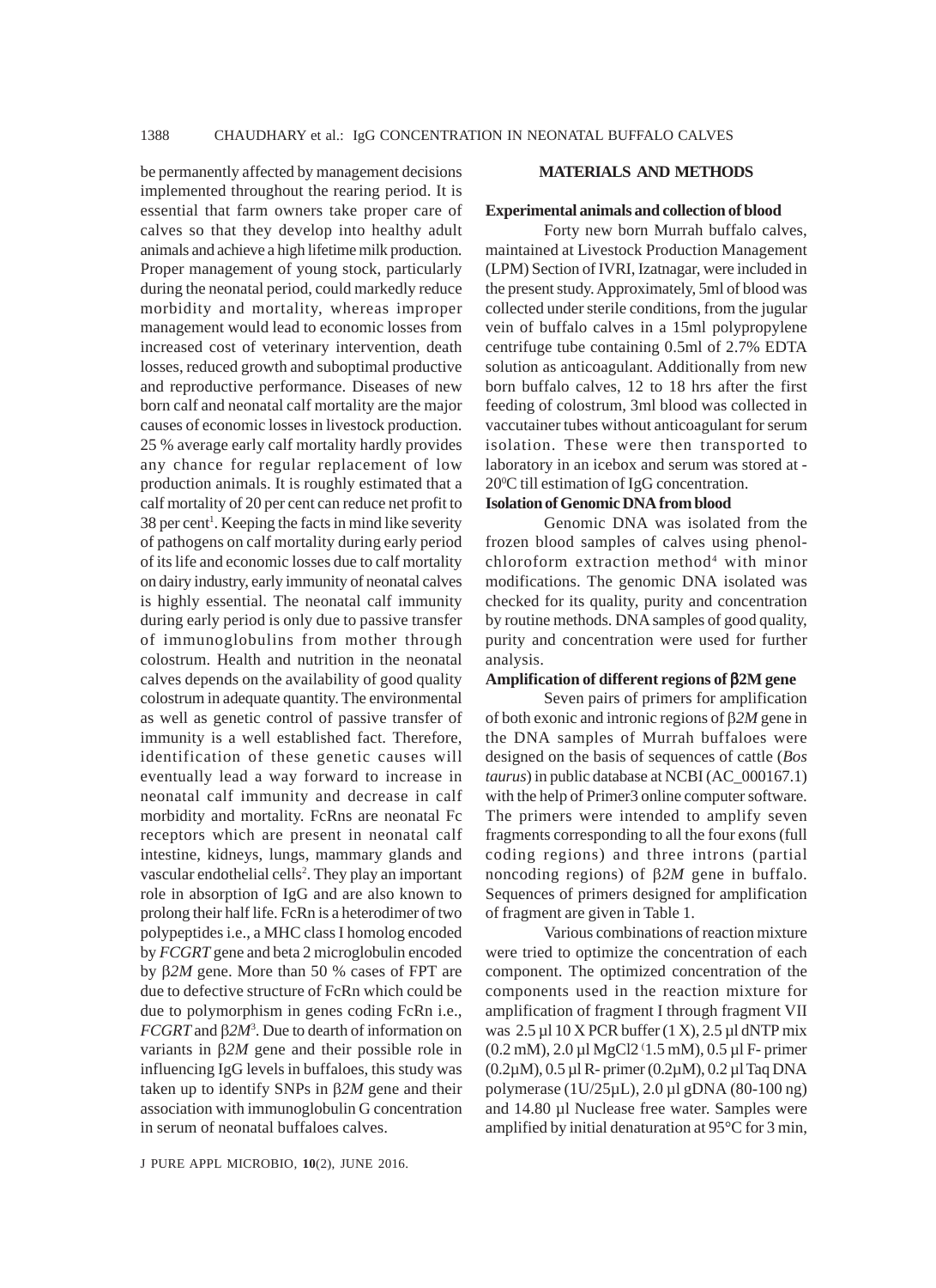be permanently affected by management decisions implemented throughout the rearing period. It is essential that farm owners take proper care of calves so that they develop into healthy adult animals and achieve a high lifetime milk production. Proper management of young stock, particularly during the neonatal period, could markedly reduce morbidity and mortality, whereas improper management would lead to economic losses from increased cost of veterinary intervention, death losses, reduced growth and suboptimal productive and reproductive performance. Diseases of new born calf and neonatal calf mortality are the major causes of economic losses in livestock production. 25 % average early calf mortality hardly provides any chance for regular replacement of low production animals. It is roughly estimated that a calf mortality of 20 per cent can reduce net profit to 38 per cent[1]. Keeping the facts in mind like severity of pathogens on calf mortality during early period of its life and economic losses due to calf mortality on dairy industry, early immunity of neonatal calves is highly essential. The neonatal calf immunity during early period is only due to passive transfer of immunoglobulins from mother through colostrum. Health and nutrition in the neonatal calves depends on the availability of good quality colostrum in adequate quantity. The environmental as well as genetic control of passive transfer of immunity is a well established fact. Therefore, identification of these genetic causes will eventually lead a way forward to increase in neonatal calf immunity and decrease in calf morbidity and mortality. FcRns are neonatal Fc receptors which are present in neonatal calf intestine, kidneys, lungs, mammary glands and vascular endothelial cells[2]. They play an important role in absorption of IgG and are also known to prolong their half life. FcRn is a heterodimer of two polypeptides i.e., a MHC class I homolog encoded by *FCGRT* gene and beta 2 microglobulin encoded by β*2M* gene. More than 50 % cases of FPT are due to defective structure of FcRn which could be due to polymorphism in genes coding FcRn i.e., *FCGRT* and β*2M*[3]. Due to dearth of information on variants in β*2M* gene and their possible role in influencing IgG levels in buffaloes, this study was taken up to identify SNPs in β*2M* gene and their association with immunoglobulin G concentration in serum of neonatal buffaloes calves.

## MATERIALS AND METHODS

### Experimental animals and collection of blood

Forty new born Murrah buffalo calves, maintained at Livestock Production Management (LPM) Section of IVRI, Izatnagar, were included in the present study. Approximately, 5ml of blood was collected under sterile conditions, from the jugular vein of buffalo calves in a 15ml polypropylene centrifuge tube containing 0.5ml of 2.7% EDTA solution as anticoagulant. Additionally from new born buffalo calves, 12 to 18 hrs after the first feeding of colostrum, 3ml blood was collected in vaccutainer tubes without anticoagulant for serum isolation. These were then transported to laboratory in an icebox and serum was stored at -20$^0$C till estimation of IgG concentration.

### Isolation of Genomic DNA from blood

Genomic DNA was isolated from the frozen blood samples of calves using phenol-chloroform extraction method[4] with minor modifications. The genomic DNA isolated was checked for its quality, purity and concentration by routine methods. DNA samples of good quality, purity and concentration were used for further analysis.

### Amplification of different regions of β2M gene

Seven pairs of primers for amplification of both exonic and intronic regions of β*2M* gene in the DNA samples of Murrah buffaloes were designed on the basis of sequences of cattle (*Bos taurus*) in public database at NCBI (AC_000167.1) with the help of Primer3 online computer software. The primers were intended to amplify seven fragments corresponding to all the four exons (full coding regions) and three introns (partial noncoding regions) of β*2M* gene in buffalo. Sequences of primers designed for amplification of fragment are given in Table 1.

Various combinations of reaction mixture were tried to optimize the concentration of each component. The optimized concentration of the components used in the reaction mixture for amplification of fragment I through fragment VII was 2.5 µl 10 X PCR buffer (1 X), 2.5 µl dNTP mix (0.2 mM), 2.0 µl MgCl2 (1.5 mM), 0.5 µl F- primer (0.2µM), 0.5 µl R- primer (0.2µM), 0.2 µl Taq DNA polymerase (1U/25µL), 2.0 µl gDNA (80-100 ng) and 14.80 µl Nuclease free water. Samples were amplified by initial denaturation at 95°C for 3 min,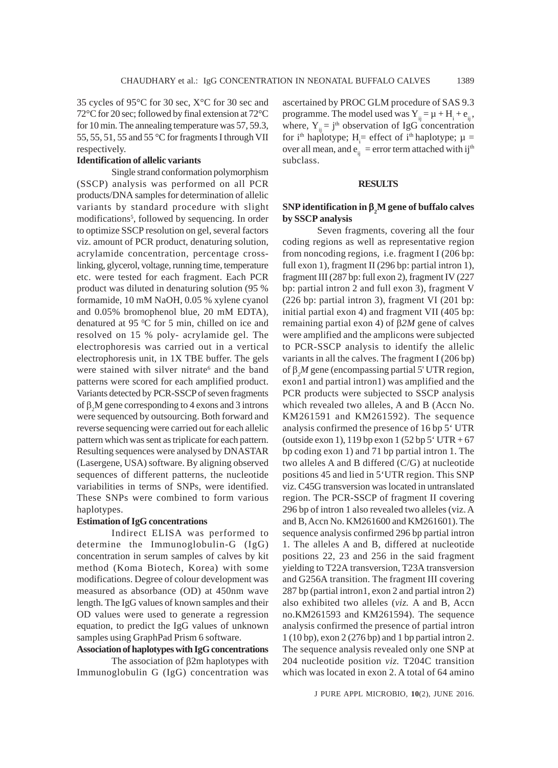35 cycles of 95°C for 30 sec, X°C for 30 sec and 72°C for 20 sec; followed by final extension at 72°C for 10 min. The annealing temperature was 57, 59.3, 55, 55, 51, 55 and 55 °C for fragments I through VII respectively.

**Identification of allelic variants**

Single strand conformation polymorphism (SSCP) analysis was performed on all PCR products/DNA samples for determination of allelic variants by standard procedure with slight modifications[5], followed by sequencing. In order to optimize SSCP resolution on gel, several factors viz. amount of PCR product, denaturing solution, acrylamide concentration, percentage cross-linking, glycerol, voltage, running time, temperature etc. were tested for each fragment. Each PCR product was diluted in denaturing solution (95 % formamide, 10 mM NaOH, 0.05 % xylene cyanol and 0.05% bromophenol blue, 20 mM EDTA), denatured at 95 $^0$C for 5 min, chilled on ice and resolved on 15 % poly- acrylamide gel. The electrophoresis was carried out in a vertical electrophoresis unit, in 1X TBE buffer. The gels were stained with silver nitrate[6] and the band patterns were scored for each amplified product. Variants detected by PCR-SSCP of seven fragments of $\beta_2$M gene corresponding to 4 exons and 3 introns were sequenced by outsourcing. Both forward and reverse sequencing were carried out for each allelic pattern which was sent as triplicate for each pattern. Resulting sequences were analysed by DNASTAR (Lasergene, USA) software. By aligning observed sequences of different patterns, the nucleotide variabilities in terms of SNPs, were identified. These SNPs were combined to form various haplotypes.

**Estimation of IgG concentrations**

Indirect ELISA was performed to determine the Immunoglobulin-G (IgG) concentration in serum samples of calves by kit method (Koma Biotech, Korea) with some modifications. Degree of colour development was measured as absorbance (OD) at 450nm wave length. The IgG values of known samples and their OD values were used to generate a regression equation, to predict the IgG values of unknown samples using GraphPad Prism 6 software.

**Association of haplotypes with IgG concentrations**

The association of β2m haplotypes with Immunoglobulin G (IgG) concentration was ascertained by PROC GLM procedure of SAS 9.3 programme. The model used was $Y_{ij} = \mu + H_i + e_{ij}$, where, $Y_{ij}$ = j$^{th}$ observation of IgG concentration for i$^{th}$ haplotype; $H_i$= effect of i$^{th}$ haplotype; $\mu$ = over all mean, and $e_{ij}$ = error term attached with ij$^{th}$ subclass.

## RESULTS

**SNP identification in $\beta_2$M gene of buffalo calves by SSCP analysis**

Seven fragments, covering all the four coding regions as well as representative region from noncoding regions, i.e. fragment I (206 bp: full exon 1), fragment II (296 bp: partial intron 1), fragment III (287 bp: full exon 2), fragment IV (227 bp: partial intron 2 and full exon 3), fragment V (226 bp: partial intron 3), fragment VI (201 bp: initial partial exon 4) and fragment VII (405 bp: remaining partial exon 4) of β*2M* gene of calves were amplified and the amplicons were subjected to PCR-SSCP analysis to identify the allelic variants in all the calves. The fragment I (206 bp) of $\beta_2$*M* gene (encompassing partial 5' UTR region, exon1 and partial intron1) was amplified and the PCR products were subjected to SSCP analysis which revealed two alleles, A and B (Accn No. KM261591 and KM261592). The sequence analysis confirmed the presence of 16 bp 5' UTR (outside exon 1), 119 bp exon 1 (52 bp 5' UTR + 67 bp coding exon 1) and 71 bp partial intron 1. The two alleles A and B differed (C/G) at nucleotide positions 45 and lied in 5'UTR region. This SNP viz. C45G transversion was located in untranslated region. The PCR-SSCP of fragment II covering 296 bp of intron 1 also revealed two alleles (viz. A and B, Accn No. KM261600 and KM261601). The sequence analysis confirmed 296 bp partial intron 1. The alleles A and B, differed at nucleotide positions 22, 23 and 256 in the said fragment yielding to T22A transversion, T23A transversion and G256A transition. The fragment III covering 287 bp (partial intron1, exon 2 and partial intron 2) also exhibited two alleles (*viz.* A and B, Accn no.KM261593 and KM261594). The sequence analysis confirmed the presence of partial intron 1 (10 bp), exon 2 (276 bp) and 1 bp partial intron 2. The sequence analysis revealed only one SNP at 204 nucleotide position *viz.* T204C transition which was located in exon 2. A total of 64 amino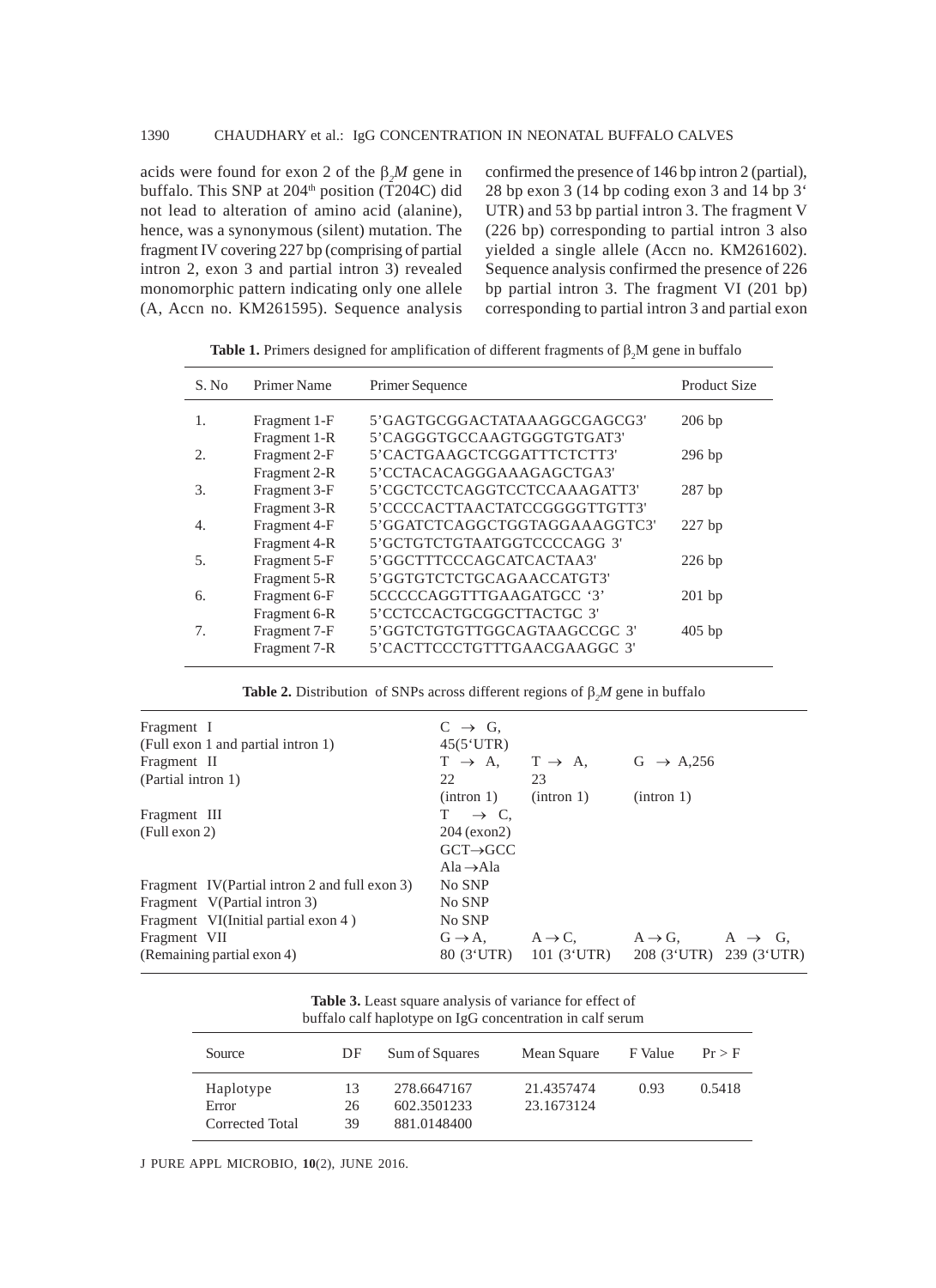acids were found for exon 2 of the $\beta_2M$ gene in buffalo. This SNP at 204[th] position (T204C) did not lead to alteration of amino acid (alanine), hence, was a synonymous (silent) mutation. The fragment IV covering 227 bp (comprising of partial intron 2, exon 3 and partial intron 3) revealed monomorphic pattern indicating only one allele (A, Accn no. KM261595). Sequence analysis confirmed the presence of 146 bp intron 2 (partial), 28 bp exon 3 (14 bp coding exon 3 and 14 bp 3' UTR) and 53 bp partial intron 3. The fragment V (226 bp) corresponding to partial intron 3 also yielded a single allele (Accn no. KM261602). Sequence analysis confirmed the presence of 226 bp partial intron 3. The fragment VI (201 bp) corresponding to partial intron 3 and partial exon

**Table 1.** Primers designed for amplification of different fragments of $\beta_2$M gene in buffalo

| S. No | Primer Name | Primer Sequence | Product Size |
|---|---|---|---|
| 1. | Fragment 1-F | 5'GAGTGCGGACTATAAAGGCGAGCG3' | 206 bp |
| | Fragment 1-R | 5'CAGGGTGCCAAGTGGGTGTGAT3' | |
| 2. | Fragment 2-F | 5'CACTGAAGCTCGGATTTCTCTT3' | 296 bp |
| | Fragment 2-R | 5'CCTACACAGGGAAAGAGCTGA3' | |
| 3. | Fragment 3-F | 5'CGCTCCTCAGGTCCTCCAAAGATT3' | 287 bp |
| | Fragment 3-R | 5'CCCCACTTAACTATCCGGGGTTGTT3' | |
| 4. | Fragment 4-F | 5'GGATCTCAGGCTGGTAGGAAAGGTC3' | 227 bp |
| | Fragment 4-R | 5'GCTGTCTGTAATGGTCCCCAGG 3' | |
| 5. | Fragment 5-F | 5'GGCTTTCCCAGCATCACTAA3' | 226 bp |
| | Fragment 5-R | 5'GGTGTCTCTGCAGAACCATGT3' | |
| 6. | Fragment 6-F | 5CCCCCAGGTTTGAAGATGCC '3' | 201 bp |
| | Fragment 6-R | 5'CCTCCACTGCGGCTTACTGC 3' | |
| 7. | Fragment 7-F | 5'GGTCTGTGTTGGCAGTAAGCCGC 3' | 405 bp |
| | Fragment 7-R | 5'CACTTCCCTGTTTGAACGAAGGC 3' | |

**Table 2.** Distribution of SNPs across different regions of $\beta_2M$ gene in buffalo

| | | | | |
|---|---|---|---|---|
| Fragment I (Full exon 1 and partial intron 1) | C → G, 45(5'UTR) | | | |
| Fragment II (Partial intron 1) | T → A, 22 (intron 1) | T → A, 23 (intron 1) | G → A,256 (intron 1) | |
| Fragment III (Full exon 2) | T → C, 204 (exon2) GCT→GCC Ala →Ala | | | |
| Fragment IV(Partial intron 2 and full exon 3) | No SNP | | | |
| Fragment V(Partial intron 3) | No SNP | | | |
| Fragment VI(Initial partial exon 4 ) | No SNP | | | |
| Fragment VII (Remaining partial exon 4) | G → A, 80 (3'UTR) | A → C, 101 (3'UTR) | A → G, 208 (3'UTR) | A → G, 239 (3'UTR) |

**Table 3.** Least square analysis of variance for effect of buffalo calf haplotype on IgG concentration in calf serum

| Source | DF | Sum of Squares | Mean Square | F Value | Pr > F |
|---|---|---|---|---|---|
| Haplotype | 13 | 278.6647167 | 21.4357474 | 0.93 | 0.5418 |
| Error | 26 | 602.3501233 | 23.1673124 | | |
| Corrected Total | 39 | 881.0148400 | | | |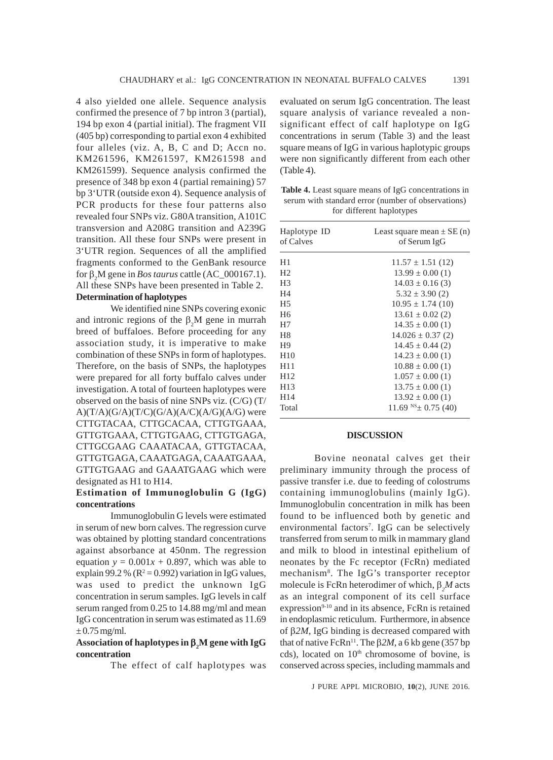4 also yielded one allele. Sequence analysis confirmed the presence of 7 bp intron 3 (partial), 194 bp exon 4 (partial initial). The fragment VII (405 bp) corresponding to partial exon 4 exhibited four alleles (viz. A, B, C and D; Accn no. KM261596, KM261597, KM261598 and KM261599). Sequence analysis confirmed the presence of 348 bp exon 4 (partial remaining) 57 bp 3'UTR (outside exon 4). Sequence analysis of PCR products for these four patterns also revealed four SNPs viz. G80A transition, A101C transversion and A208G transition and A239G transition. All these four SNPs were present in 3'UTR region. Sequences of all the amplified fragments conformed to the GenBank resource for $\beta_2$M gene in *Bos taurus* cattle (AC_000167.1). All these SNPs have been presented in Table 2.

**Determination of haplotypes**

We identified nine SNPs covering exonic and intronic regions of the $\beta_2$M gene in murrah breed of buffaloes. Before proceeding for any association study, it is imperative to make combination of these SNPs in form of haplotypes. Therefore, on the basis of SNPs, the haplotypes were prepared for all forty buffalo calves under investigation. A total of fourteen haplotypes were observed on the basis of nine SNPs viz. (C/G) (T/A)(T/A)(G/A)(T/C)(G/A)(A/C)(A/G)(A/G) were CTTGTACAA, CTTGCACAA, CTTGTGAAA, GTTGTGAAA, CTTGTGAAG, CTTGTGAGA, CTTGCGAAG CAAATACAA, GTTGTACAA, GTTGTGAGA, CAAATGAGA, CAAATGAAA, GTTGTGAAG and GAAATGAAG which were designated as H1 to H14.

**Estimation of Immunoglobulin G (IgG) concentrations**

Immunoglobulin G levels were estimated in serum of new born calves. The regression curve was obtained by plotting standard concentrations against absorbance at 450nm. The regression equation $y = 0.001x + 0.897$, which was able to explain 99.2 % ($R^2 = 0.992$) variation in IgG values, was used to predict the unknown IgG concentration in serum samples. IgG levels in calf serum ranged from 0.25 to 14.88 mg/ml and mean IgG concentration in serum was estimated as 11.69 ± 0.75 mg/ml.

**Association of haplotypes in $\beta_2$M gene with IgG concentration**

The effect of calf haplotypes was evaluated on serum IgG concentration. The least square analysis of variance revealed a non-significant effect of calf haplotype on IgG concentrations in serum (Table 3) and the least square means of IgG in various haplotypic groups were non significantly different from each other (Table 4).

**Table 4.** Least square means of IgG concentrations in serum with standard error (number of observations) for different haplotypes

| Haplotype ID of Calves | Least square mean ± SE (n) of Serum IgG |
|---|---|
| H1 | 11.57 ± 1.51 (12) |
| H2 | 13.99 ± 0.00 (1) |
| H3 | 14.03 ± 0.16 (3) |
| H4 | 5.32 ± 3.90 (2) |
| H5 | 10.95 ± 1.74 (10) |
| H6 | 13.61 ± 0.02 (2) |
| H7 | 14.35 ± 0.00 (1) |
| H8 | 14.026 ± 0.37 (2) |
| H9 | 14.45 ± 0.44 (2) |
| H10 | 14.23 ± 0.00 (1) |
| H11 | 10.88 ± 0.00 (1) |
| H12 | 1.057 ± 0.00 (1) |
| H13 | 13.75 ± 0.00 (1) |
| H14 | 13.92 ± 0.00 (1) |
| Total | $11.69^{NS}$ ± 0.75 (40) |

## DISCUSSION

Bovine neonatal calves get their preliminary immunity through the process of passive transfer i.e. due to feeding of colostrums containing immunoglobulins (mainly IgG). Immunoglobulin concentration in milk has been found to be influenced both by genetic and environmental factors[7]. IgG can be selectively transferred from serum to milk in mammary gland and milk to blood in intestinal epithelium of neonates by the Fc receptor (FcRn) mediated mechanism[8]. The IgG's transporter receptor molecule is FcRn heterodimer of which, $\beta_2 M$ acts as an integral component of its cell surface expression[9-10] and in its absence, FcRn is retained in endoplasmic reticulum. Furthermore, in absence of $\beta 2M$, IgG binding is decreased compared with that of native FcRn[11]. The $\beta 2M$, a 6 kb gene (357 bp cds), located on 10[th] chromosome of bovine, is conserved across species, including mammals and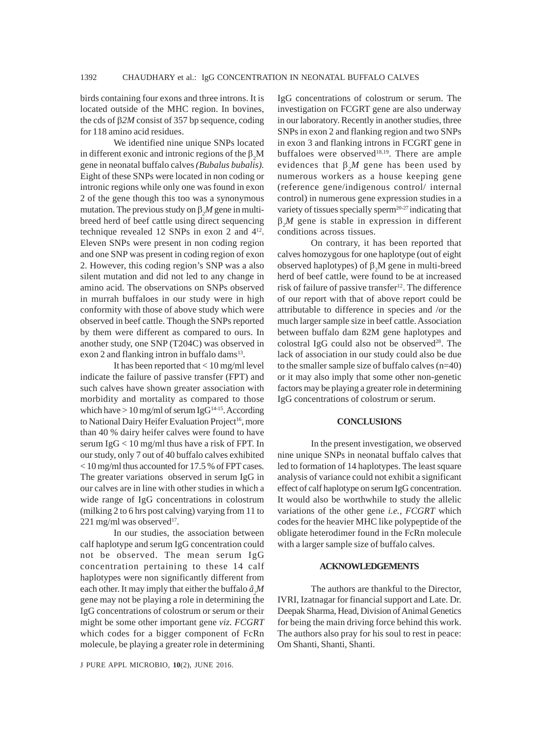birds containing four exons and three introns. It is located outside of the MHC region. In bovines, the cds of β*2M* consist of 357 bp sequence, coding for 118 amino acid residues.

We identified nine unique SNPs located in different exonic and intronic regions of the $\beta_2$M gene in neonatal buffalo calves *(Bubalus bubalis).* Eight of these SNPs were located in non coding or intronic regions while only one was found in exon 2 of the gene though this too was a synonymous mutation. The previous study on $\beta_2 M$ gene in multi-breed herd of beef cattle using direct sequencing technique revealed 12 SNPs in exon 2 and 4[12]. Eleven SNPs were present in non coding region and one SNP was present in coding region of exon 2. However, this coding region's SNP was a also silent mutation and did not led to any change in amino acid. The observations on SNPs observed in murrah buffaloes in our study were in high conformity with those of above study which were observed in beef cattle. Though the SNPs reported by them were different as compared to ours. In another study, one SNP (T204C) was observed in exon 2 and flanking intron in buffalo dams[13].

It has been reported that < 10 mg/ml level indicate the failure of passive transfer (FPT) and such calves have shown greater association with morbidity and mortality as compared to those which have > 10 mg/ml of serum IgG[14-15]. According to National Dairy Heifer Evaluation Project[16], more than 40 % dairy heifer calves were found to have serum IgG < 10 mg/ml thus have a risk of FPT. In our study, only 7 out of 40 buffalo calves exhibited < 10 mg/ml thus accounted for 17.5 % of FPT cases. The greater variations observed in serum IgG in our calves are in line with other studies in which a wide range of IgG concentrations in colostrum (milking 2 to 6 hrs post calving) varying from 11 to 221 mg/ml was observed[17].

In our studies, the association between calf haplotype and serum IgG concentration could not be observed. The mean serum IgG concentration pertaining to these 14 calf haplotypes were non significantly different from each other. It may imply that either the buffalo *â$_2$M* gene may not be playing a role in determining the IgG concentrations of colostrum or serum or their might be some other important gene *viz. FCGRT* which codes for a bigger component of FcRn molecule, be playing a greater role in determining IgG concentrations of colostrum or serum. The investigation on FCGRT gene are also underway in our laboratory. Recently in another studies, three SNPs in exon 2 and flanking region and two SNPs in exon 3 and flanking introns in FCGRT gene in buffaloes were observed[18,19]. There are ample evidences that $\beta_2 M$ gene has been used by numerous workers as a house keeping gene (reference gene/indigenous control/ internal control) in numerous gene expression studies in a variety of tissues specially sperm[20-27] indicating that $\beta_2 M$ gene is stable in expression in different conditions across tissues.

On contrary, it has been reported that calves homozygous for one haplotype (out of eight observed haplotypes) of $\beta_2$M gene in multi-breed herd of beef cattle, were found to be at increased risk of failure of passive transfer[12]. The difference of our report with that of above report could be attributable to difference in species and /or the much larger sample size in beef cattle. Association between buffalo dam ß2M gene haplotypes and colostral IgG could also not be observed[28]. The lack of association in our study could also be due to the smaller sample size of buffalo calves (n=40) or it may also imply that some other non-genetic factors may be playing a greater role in determining IgG concentrations of colostrum or serum.

## CONCLUSIONS

In the present investigation, we observed nine unique SNPs in neonatal buffalo calves that led to formation of 14 haplotypes. The least square analysis of variance could not exhibit a significant effect of calf haplotype on serum IgG concentration. It would also be worthwhile to study the allelic variations of the other gene *i.e., FCGRT* which codes for the heavier MHC like polypeptide of the obligate heterodimer found in the FcRn molecule with a larger sample size of buffalo calves.

## ACKNOWLEDGEMENTS

The authors are thankful to the Director, IVRI, Izatnagar for financial support and Late. Dr. Deepak Sharma, Head, Division of Animal Genetics for being the main driving force behind this work. The authors also pray for his soul to rest in peace: Om Shanti, Shanti, Shanti.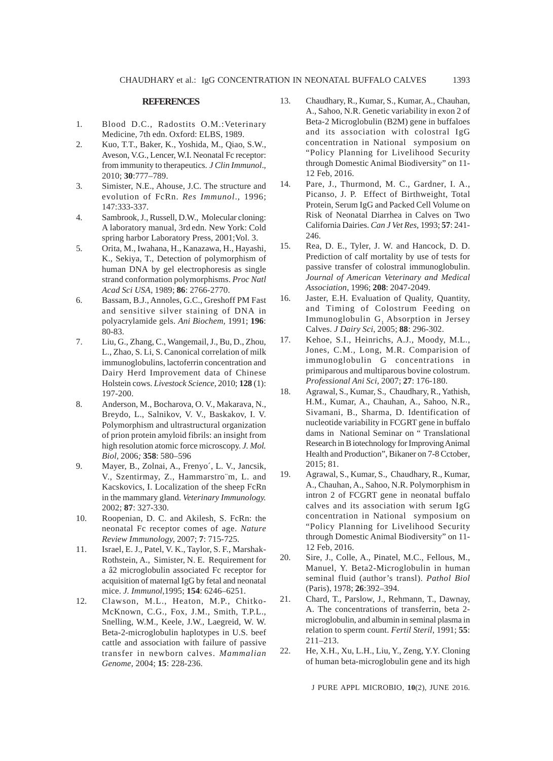## REFERENCES

1. Blood D.C., Radostits O.M.:Veterinary Medicine, 7th edn. Oxford: ELBS, 1989.
2. Kuo, T.T., Baker, K., Yoshida, M., Qiao, S.W., Aveson, V.G., Lencer, W.I. Neonatal Fc receptor: from immunity to therapeutics. *J Clin Immunol*., 2010; **30**:777–789.
3. Simister, N.E., Ahouse, J.C. The structure and evolution of FcRn. *Res Immunol*., 1996; 147:333-337.
4. Sambrook, J., Russell, D.W., Molecular cloning: A laboratory manual, 3rd edn. New York: Cold spring harbor Laboratory Press, 2001;Vol. 3.
5. Orita, M., Iwahana, H., Kanazawa, H., Hayashi, K., Sekiya, T., Detection of polymorphism of human DNA by gel electrophoresis as single strand conformation polymorphisms. *Proc Natl Acad Sci USA*, 1989; **86**: 2766-2770.
6. Bassam, B.J., Annoles, G.C., Greshoff PM Fast and sensitive silver staining of DNA in polyacrylamide gels. *Ani Biochem*, 1991; **196**: 80-83.
7. Liu, G., Zhang, C., Wangemail, J., Bu, D., Zhou, L., Zhao, S. Li, S. Canonical correlation of milk immunoglobulins, lactoferrin concentration and Dairy Herd Improvement data of Chinese Holstein cows. *Livestock Science*, 2010; **128** (1): 197-200.
8. Anderson, M., Bocharova, O. V., Makarava, N., Breydo, L., Salnikov, V. V., Baskakov, I. V. Polymorphism and ultrastructural organization of prion protein amyloid fibrils: an insight from high resolution atomic force microscopy. *J. Mol. Biol*, 2006*;* **358**: 580–596
9. Mayer, B., Zolnai, A., Frenyo´, L. V., Jancsik, V., Szentirmay, Z., Hammarstro¨m, L. and Kacskovics, I. Localization of the sheep FcRn in the mammary gland. *Veterinary Immunology.* 2002; **87**: 327-330.
10. Roopenian, D. C. and Akilesh, S. FcRn: the neonatal Fc receptor comes of age. *Nature Review Immunology*, 2007; **7**: 715-725.
11. Israel, E. J., Patel, V. K., Taylor, S. F., Marshak-Rothstein, A., Simister, N. E. Requirement for a â2 microglobulin associated Fc receptor for acquisition of maternal IgG by fetal and neonatal mice. *J. Immunol*,1995; **154**: 6246–6251.
12. Clawson, M.L., Heaton, M.P., Chitko-McKnown, C.G., Fox, J.M., Smith, T.P.L., Snelling, W.M., Keele, J.W., Laegreid, W. W. Beta-2-microglobulin haplotypes in U.S. beef cattle and association with failure of passive transfer in newborn calves. *Mammalian Genome*, 2004; **15**: 228-236.
13. Chaudhary, R., Kumar, S., Kumar, A., Chauhan, A., Sahoo, N.R. Genetic variability in exon 2 of Beta-2 Microglobulin (B2M) gene in buffaloes and its association with colostral IgG concentration in National symposium on "Policy Planning for Livelihood Security through Domestic Animal Biodiversity" on 11-12 Feb, 2016.
14. Pare, J., Thurmond, M. C., Gardner, I. A., Picanso, J. P. Effect of Birthweight, Total Protein, Serum IgG and Packed Cell Volume on Risk of Neonatal Diarrhea in Calves on Two California Dairies. *Can J Vet Res*, 1993; **57**: 241-246.
15. Rea, D. E., Tyler, J. W. and Hancock, D. D. Prediction of calf mortality by use of tests for passive transfer of colostral immunoglobulin. *Journal of American Veterinary and Medical Association*, 1996; **208**: 2047-2049.
16. Jaster, E.H. Evaluation of Quality, Quantity, and Timing of Colostrum Feeding on Immunoglobulin $G_1$ Absorption in Jersey Calves. *J Dairy Sci*, 2005; **88**: 296-302.
17. Kehoe, S.I., Heinrichs, A.J., Moody, M.L., Jones, C.M., Long, M.R. Comparision of immunoglobulin G concentrations in primiparous and multiparous bovine colostrum. *Professional Ani Sci*, 2007; **27**: 176-180.
18. Agrawal, S., Kumar, S., Chaudhary, R., Yathish, H.M., Kumar, A., Chauhan, A., Sahoo, N.R., Sivamani, B., Sharma, D. Identification of nucleotide variability in FCGRT gene in buffalo dams in National Seminar on " Translational Research in B iotechnology for Improving Animal Health and Production", Bikaner on 7-8 Cctober, 2015; 81.
19. Agrawal, S., Kumar, S., Chaudhary, R., Kumar, A., Chauhan, A., Sahoo, N.R. Polymorphism in intron 2 of FCGRT gene in neonatal buffalo calves and its association with serum IgG concentration in National symposium on "Policy Planning for Livelihood Security through Domestic Animal Biodiversity" on 11-12 Feb, 2016.
20. Sire, J., Colle, A., Pinatel, M.C., Fellous, M., Manuel, Y. Beta2-Microglobulin in human seminal fluid (author's transl). *Pathol Biol* (Paris), 1978; **26**:392–394.
21. Chard, T., Parslow, J., Rehmann, T., Dawnay, A. The concentrations of transferrin, beta 2-microglobulin, and albumin in seminal plasma in relation to sperm count. *Fertil Steril*, 1991; **55**: 211–213.
22. He, X.H., Xu, L.H., Liu, Y., Zeng, Y.Y. Cloning of human beta-microglobulin gene and its high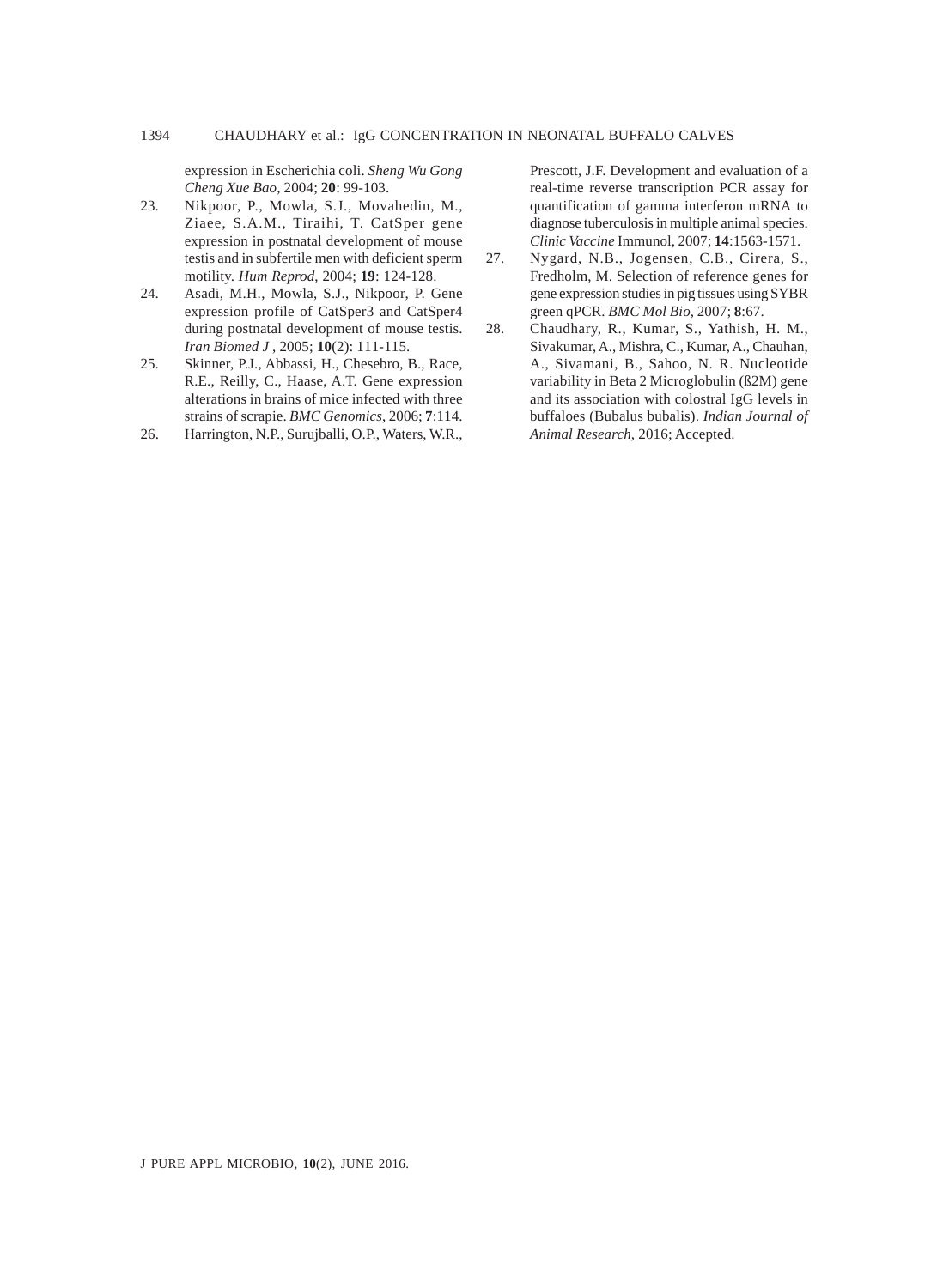expression in Escherichia coli. *Sheng Wu Gong Cheng Xue Bao*, 2004; **20**: 99-103.

23. Nikpoor, P., Mowla, S.J., Movahedin, M., Ziaee, S.A.M., Tiraihi, T. CatSper gene expression in postnatal development of mouse testis and in subfertile men with deficient sperm motility. *Hum Reprod*, 2004; **19**: 124-128.
24. Asadi, M.H., Mowla, S.J., Nikpoor, P. Gene expression profile of CatSper3 and CatSper4 during postnatal development of mouse testis. *Iran Biomed J* , 2005; **10**(2): 111-115.
25. Skinner, P.J., Abbassi, H., Chesebro, B., Race, R.E., Reilly, C., Haase, A.T. Gene expression alterations in brains of mice infected with three strains of scrapie. *BMC Genomics*, 2006; **7**:114.
26. Harrington, N.P., Surujballi, O.P., Waters, W.R., Prescott, J.F. Development and evaluation of a real-time reverse transcription PCR assay for quantification of gamma interferon mRNA to diagnose tuberculosis in multiple animal species. *Clinic Vaccine* Immunol, 2007; **14**:1563-1571.
27. Nygard, N.B., Jogensen, C.B., Cirera, S., Fredholm, M. Selection of reference genes for gene expression studies in pig tissues using SYBR green qPCR. *BMC Mol Bio,* 2007; **8**:67.
28. Chaudhary, R., Kumar, S., Yathish, H. M., Sivakumar, A., Mishra, C., Kumar, A., Chauhan, A., Sivamani, B., Sahoo, N. R. Nucleotide variability in Beta 2 Microglobulin (ß2M) gene and its association with colostral IgG levels in buffaloes (Bubalus bubalis). *Indian Journal of Animal Research,* 2016; Accepted.